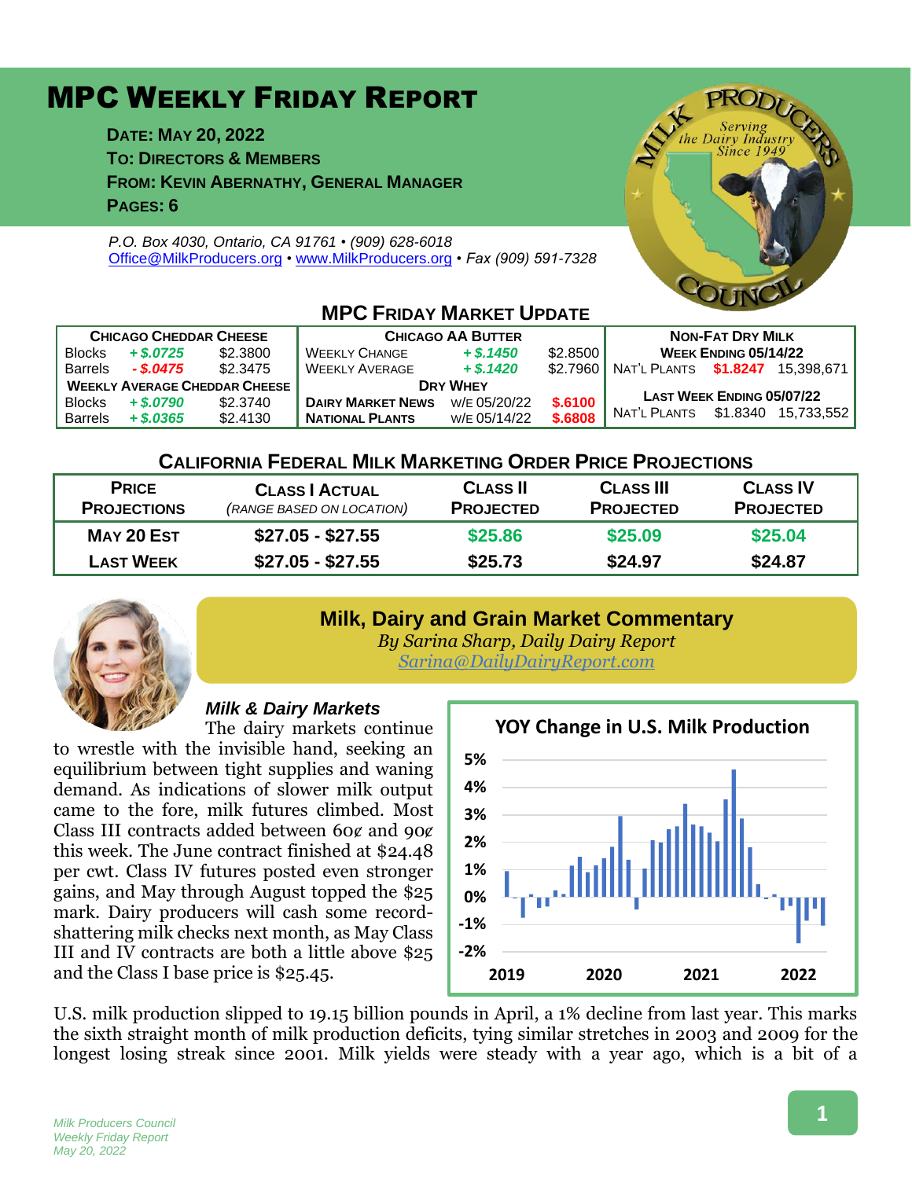# MPC Weekly Friday Report

**Date: May 20, 2022**
**To: Directors & Members**
**From: Kevin Abernathy, General Manager**
**Pages: 6**

*P.O. Box 4030, Ontario, CA 91761 • (909) 628-6018*
*Office@MilkProducers.org • www.MilkProducers.org • Fax (909) 591-7328*

## MPC Friday Market Update

| Chicago Cheddar Cheese | | | Chicago AA Butter | | | Non-Fat Dry Milk | | |
|---|---|---|---|---|---|---|---|---|
| Blocks | + $.0725 | $2.3800 | Weekly Change | + $.1450 | $2.8500 | Week Ending 05/14/22 | | |
| Barrels | - $.0475 | $2.3475 | Weekly Average | + $.1420 | $2.7960 | Nat'l Plants | $1.8247 | 15,398,671 |
| Weekly Average Cheddar Cheese | | | Dry Whey | | | Last Week Ending 05/07/22 | | |
| Blocks | + $.0790 | $2.3740 | Dairy Market News | w/e 05/20/22 | $.6100 | Nat'l Plants | $1.8340 | 15,733,552 |
| Barrels | + $.0365 | $2.4130 | National Plants | w/e 05/14/22 | $.6808 | | | |

## California Federal Milk Marketing Order Price Projections

| Price Projections | Class I Actual *(range based on location)* | Class II Projected | Class III Projected | Class IV Projected |
|---|---|---|---|---|
| May 20 Est | $27.05 - $27.55 | $25.86 | $25.09 | $25.04 |
| Last Week | $27.05 - $27.55 | $25.73 | $24.97 | $24.87 |

## Milk, Dairy and Grain Market Commentary

*By Sarina Sharp, Daily Dairy Report*
*Sarina@DailyDairyReport.com*

### *Milk & Dairy Markets*

The dairy markets continue to wrestle with the invisible hand, seeking an equilibrium between tight supplies and waning demand. As indications of slower milk output came to the fore, milk futures climbed. Most Class III contracts added between 60¢ and 90¢ this week. The June contract finished at $24.48 per cwt. Class IV futures posted even stronger gains, and May through August topped the $25 mark. Dairy producers will cash some record-shattering milk checks next month, as May Class III and IV contracts are both a little above $25 and the Class I base price is $25.45.

**YOY Change in U.S. Milk Production**

U.S. milk production slipped to 19.15 billion pounds in April, a 1% decline from last year. This marks the sixth straight month of milk production deficits, tying similar stretches in 2003 and 2009 for the longest losing streak since 2001. Milk yields were steady with a year ago, which is a bit of a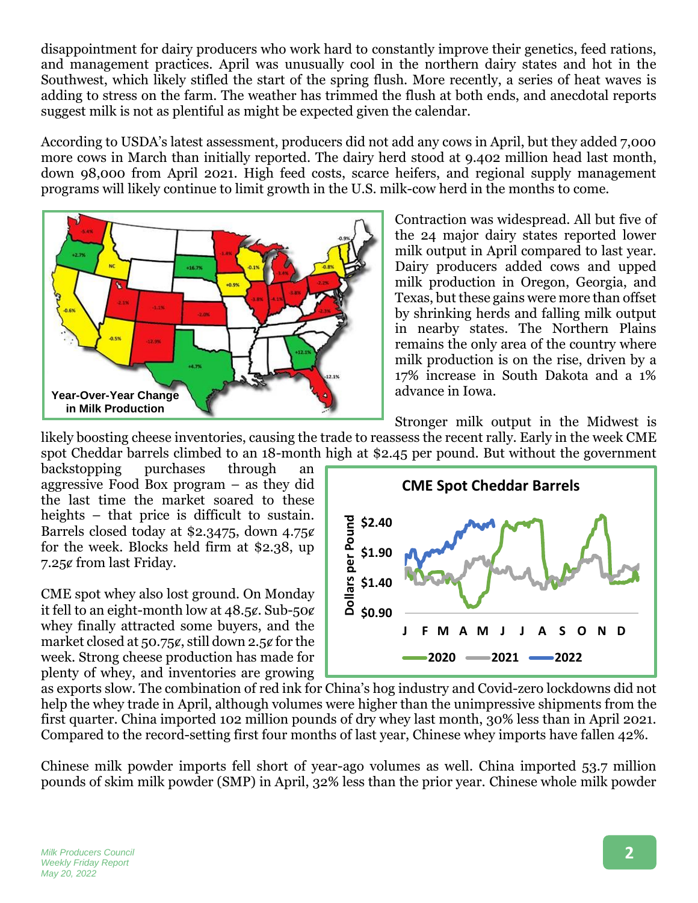disappointment for dairy producers who work hard to constantly improve their genetics, feed rations, and management practices. April was unusually cool in the northern dairy states and hot in the Southwest, which likely stifled the start of the spring flush. More recently, a series of heat waves is adding to stress on the farm. The weather has trimmed the flush at both ends, and anecdotal reports suggest milk is not as plentiful as might be expected given the calendar.

According to USDA's latest assessment, producers did not add any cows in April, but they added 7,000 more cows in March than initially reported. The dairy herd stood at 9.402 million head last month, down 98,000 from April 2021. High feed costs, scarce heifers, and regional supply management programs will likely continue to limit growth in the U.S. milk-cow herd in the months to come.

Year-Over-Year Change in Milk Production

Contraction was widespread. All but five of the 24 major dairy states reported lower milk output in April compared to last year. Dairy producers added cows and upped milk production in Oregon, Georgia, and Texas, but these gains were more than offset by shrinking herds and falling milk output in nearby states. The Northern Plains remains the only area of the country where milk production is on the rise, driven by a 17% increase in South Dakota and a 1% advance in Iowa.

Stronger milk output in the Midwest is likely boosting cheese inventories, causing the trade to reassess the recent rally. Early in the week CME spot Cheddar barrels climbed to an 18-month high at $2.45 per pound. But without the government backstopping purchases through an aggressive Food Box program – as they did the last time the market soared to these heights – that price is difficult to sustain. Barrels closed today at $2.3475, down 4.75¢ for the week. Blocks held firm at $2.38, up 7.25¢ from last Friday.

CME Spot Cheddar Barrels

CME spot whey also lost ground. On Monday it fell to an eight-month low at 48.5¢. Sub-50¢ whey finally attracted some buyers, and the market closed at 50.75¢, still down 2.5¢ for the week. Strong cheese production has made for plenty of whey, and inventories are growing as exports slow. The combination of red ink for China's hog industry and Covid-zero lockdowns did not help the whey trade in April, although volumes were higher than the unimpressive shipments from the first quarter. China imported 102 million pounds of dry whey last month, 30% less than in April 2021. Compared to the record-setting first four months of last year, Chinese whey imports have fallen 42%.

Chinese milk powder imports fell short of year-ago volumes as well. China imported 53.7 million pounds of skim milk powder (SMP) in April, 32% less than the prior year. Chinese whole milk powder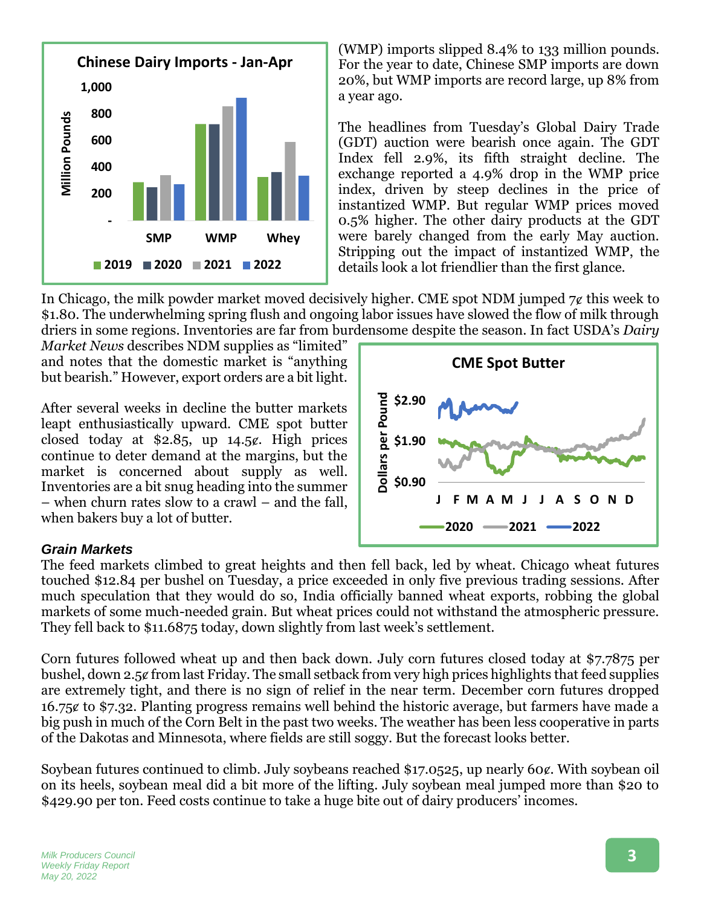(WMP) imports slipped 8.4% to 133 million pounds. For the year to date, Chinese SMP imports are down 20%, but WMP imports are record large, up 8% from a year ago.

The headlines from Tuesday's Global Dairy Trade (GDT) auction were bearish once again. The GDT Index fell 2.9%, its fifth straight decline. The exchange reported a 4.9% drop in the WMP price index, driven by steep declines in the price of instantized WMP. But regular WMP prices moved 0.5% higher. The other dairy products at the GDT were barely changed from the early May auction. Stripping out the impact of instantized WMP, the details look a lot friendlier than the first glance.

In Chicago, the milk powder market moved decisively higher. CME spot NDM jumped 7¢ this week to $1.80. The underwhelming spring flush and ongoing labor issues have slowed the flow of milk through driers in some regions. Inventories are far from burdensome despite the season. In fact USDA's *Dairy Market News* describes NDM supplies as "limited" and notes that the domestic market is "anything but bearish." However, export orders are a bit light.

After several weeks in decline the butter markets leapt enthusiastically upward. CME spot butter closed today at $2.85, up 14.5¢. High prices continue to deter demand at the margins, but the market is concerned about supply as well. Inventories are a bit snug heading into the summer – when churn rates slow to a crawl – and the fall, when bakers buy a lot of butter.

### *Grain Markets*

The feed markets climbed to great heights and then fell back, led by wheat. Chicago wheat futures touched $12.84 per bushel on Tuesday, a price exceeded in only five previous trading sessions. After much speculation that they would do so, India officially banned wheat exports, robbing the global markets of some much-needed grain. But wheat prices could not withstand the atmospheric pressure. They fell back to $11.6875 today, down slightly from last week's settlement.

Corn futures followed wheat up and then back down. July corn futures closed today at $7.7875 per bushel, down 2.5¢ from last Friday. The small setback from very high prices highlights that feed supplies are extremely tight, and there is no sign of relief in the near term. December corn futures dropped 16.75¢ to $7.32. Planting progress remains well behind the historic average, but farmers have made a big push in much of the Corn Belt in the past two weeks. The weather has been less cooperative in parts of the Dakotas and Minnesota, where fields are still soggy. But the forecast looks better.

Soybean futures continued to climb. July soybeans reached $17.0525, up nearly 60¢. With soybean oil on its heels, soybean meal did a bit more of the lifting. July soybean meal jumped more than $20 to $429.90 per ton. Feed costs continue to take a huge bite out of dairy producers' incomes.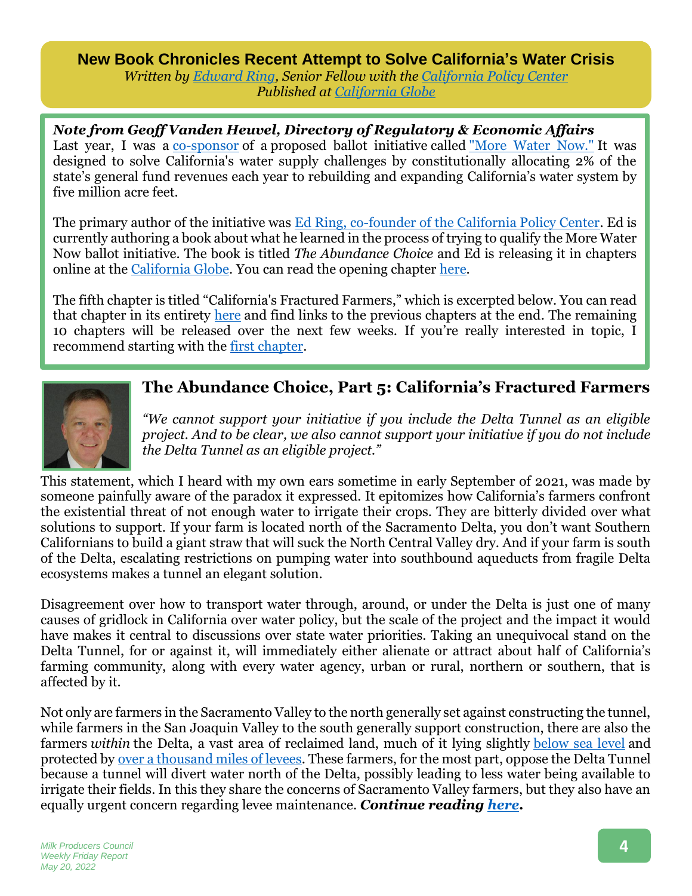## New Book Chronicles Recent Attempt to Solve California's Water Crisis

*Written by Edward Ring, Senior Fellow with the California Policy Center*
*Published at California Globe*

***Note from Geoff Vanden Heuvel, Directory of Regulatory & Economic Affairs***

Last year, I was a co-sponsor of a proposed ballot initiative called "More Water Now." It was designed to solve California's water supply challenges by constitutionally allocating 2% of the state's general fund revenues each year to rebuilding and expanding California's water system by five million acre feet.

The primary author of the initiative was Ed Ring, co-founder of the California Policy Center. Ed is currently authoring a book about what he learned in the process of trying to qualify the More Water Now ballot initiative. The book is titled *The Abundance Choice* and Ed is releasing it in chapters online at the California Globe. You can read the opening chapter here.

The fifth chapter is titled "California's Fractured Farmers," which is excerpted below. You can read that chapter in its entirety here and find links to the previous chapters at the end. The remaining 10 chapters will be released over the next few weeks. If you're really interested in topic, I recommend starting with the first chapter.

### The Abundance Choice, Part 5: California's Fractured Farmers

*"We cannot support your initiative if you include the Delta Tunnel as an eligible project. And to be clear, we also cannot support your initiative if you do not include the Delta Tunnel as an eligible project."*

This statement, which I heard with my own ears sometime in early September of 2021, was made by someone painfully aware of the paradox it expressed. It epitomizes how California's farmers confront the existential threat of not enough water to irrigate their crops. They are bitterly divided over what solutions to support. If your farm is located north of the Sacramento Delta, you don't want Southern Californians to build a giant straw that will suck the North Central Valley dry. And if your farm is south of the Delta, escalating restrictions on pumping water into southbound aqueducts from fragile Delta ecosystems makes a tunnel an elegant solution.

Disagreement over how to transport water through, around, or under the Delta is just one of many causes of gridlock in California over water policy, but the scale of the project and the impact it would have makes it central to discussions over state water priorities. Taking an unequivocal stand on the Delta Tunnel, for or against it, will immediately either alienate or attract about half of California's farming community, along with every water agency, urban or rural, northern or southern, that is affected by it.

Not only are farmers in the Sacramento Valley to the north generally set against constructing the tunnel, while farmers in the San Joaquin Valley to the south generally support construction, there are also the farmers *within* the Delta, a vast area of reclaimed land, much of it lying slightly below sea level and protected by over a thousand miles of levees. These farmers, for the most part, oppose the Delta Tunnel because a tunnel will divert water north of the Delta, possibly leading to less water being available to irrigate their fields. In this they share the concerns of Sacramento Valley farmers, but they also have an equally urgent concern regarding levee maintenance. ***Continue reading here.***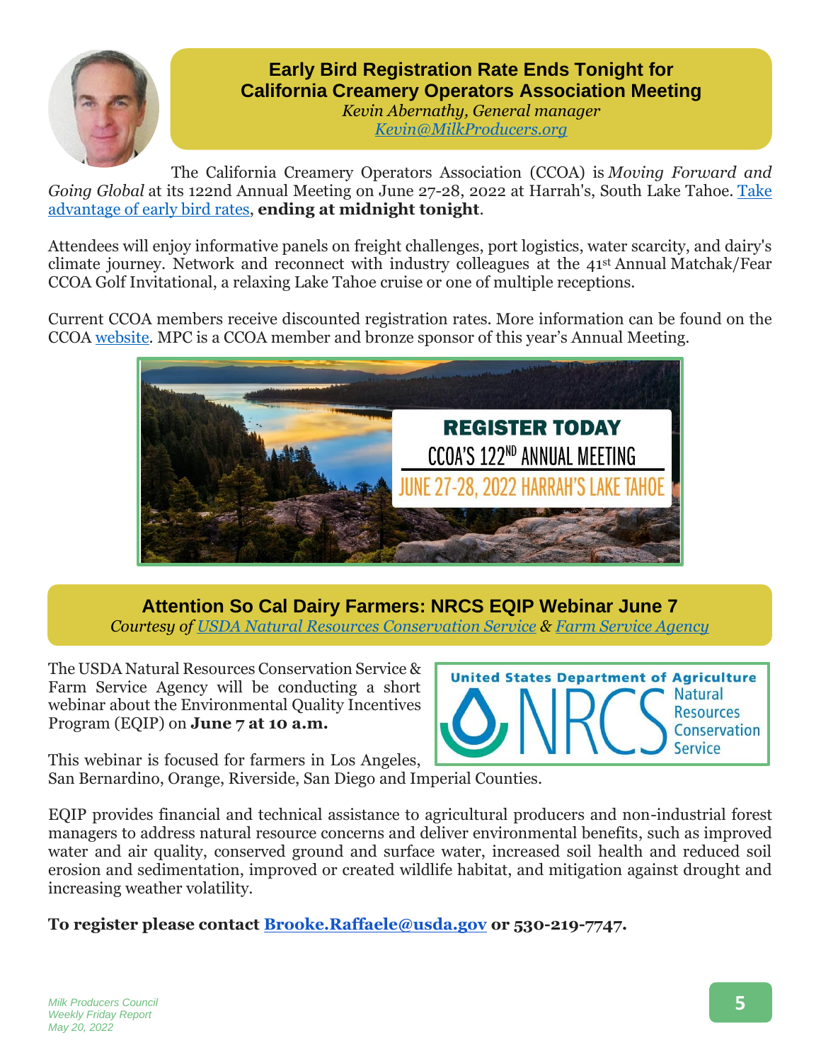## Early Bird Registration Rate Ends Tonight for California Creamery Operators Association Meeting

*Kevin Abernathy, General manager*
*Kevin@MilkProducers.org*

The California Creamery Operators Association (CCOA) is *Moving Forward and Going Global* at its 122nd Annual Meeting on June 27-28, 2022 at Harrah's, South Lake Tahoe. Take advantage of early bird rates, **ending at midnight tonight**.

Attendees will enjoy informative panels on freight challenges, port logistics, water scarcity, and dairy's climate journey. Network and reconnect with industry colleagues at the 41st Annual Matchak/Fear CCOA Golf Invitational, a relaxing Lake Tahoe cruise or one of multiple receptions.

Current CCOA members receive discounted registration rates. More information can be found on the CCOA website. MPC is a CCOA member and bronze sponsor of this year's Annual Meeting.

REGISTER TODAY
CCOA'S 122ND ANNUAL MEETING
JUNE 27-28, 2022 HARRAH'S LAKE TAHOE

## Attention So Cal Dairy Farmers: NRCS EQIP Webinar June 7

*Courtesy of USDA Natural Resources Conservation Service & Farm Service Agency*

The USDA Natural Resources Conservation Service & Farm Service Agency will be conducting a short webinar about the Environmental Quality Incentives Program (EQIP) on **June 7 at 10 a.m.**

This webinar is focused for farmers in Los Angeles, San Bernardino, Orange, Riverside, San Diego and Imperial Counties.

EQIP provides financial and technical assistance to agricultural producers and non-industrial forest managers to address natural resource concerns and deliver environmental benefits, such as improved water and air quality, conserved ground and surface water, increased soil health and reduced soil erosion and sedimentation, improved or created wildlife habitat, and mitigation against drought and increasing weather volatility.

**To register please contact Brooke.Raffaele@usda.gov or 530-219-7747.**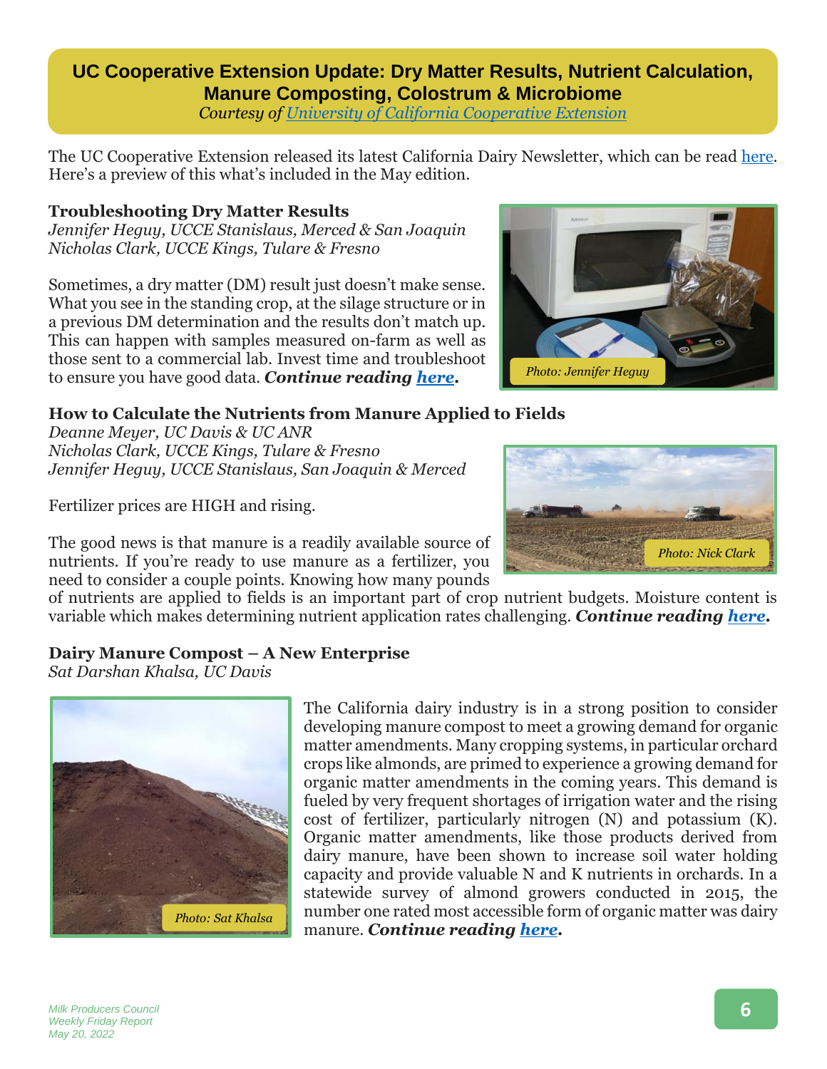## UC Cooperative Extension Update: Dry Matter Results, Nutrient Calculation, Manure Composting, Colostrum & Microbiome

*Courtesy of [University of California Cooperative Extension]*

The UC Cooperative Extension released its latest California Dairy Newsletter, which can be read here. Here's a preview of this what's included in the May edition.

### Troubleshooting Dry Matter Results

*Jennifer Heguy, UCCE Stanislaus, Merced & San Joaquin*
*Nicholas Clark, UCCE Kings, Tulare & Fresno*

Sometimes, a dry matter (DM) result just doesn't make sense. What you see in the standing crop, at the silage structure or in a previous DM determination and the results don't match up. This can happen with samples measured on-farm as well as those sent to a commercial lab. Invest time and troubleshoot to ensure you have good data. ***Continue reading here.***

Photo: Jennifer Heguy

### How to Calculate the Nutrients from Manure Applied to Fields

*Deanne Meyer, UC Davis & UC ANR*
*Nicholas Clark, UCCE Kings, Tulare & Fresno*
*Jennifer Heguy, UCCE Stanislaus, San Joaquin & Merced*

Fertilizer prices are HIGH and rising.

The good news is that manure is a readily available source of nutrients. If you're ready to use manure as a fertilizer, you need to consider a couple points. Knowing how many pounds of nutrients are applied to fields is an important part of crop nutrient budgets. Moisture content is variable which makes determining nutrient application rates challenging. ***Continue reading here.***

Photo: Nick Clark

### Dairy Manure Compost – A New Enterprise

*Sat Darshan Khalsa, UC Davis*

Photo: Sat Khalsa

The California dairy industry is in a strong position to consider developing manure compost to meet a growing demand for organic matter amendments. Many cropping systems, in particular orchard crops like almonds, are primed to experience a growing demand for organic matter amendments in the coming years. This demand is fueled by very frequent shortages of irrigation water and the rising cost of fertilizer, particularly nitrogen (N) and potassium (K). Organic matter amendments, like those products derived from dairy manure, have been shown to increase soil water holding capacity and provide valuable N and K nutrients in orchards. In a statewide survey of almond growers conducted in 2015, the number one rated most accessible form of organic matter was dairy manure. ***Continue reading here.***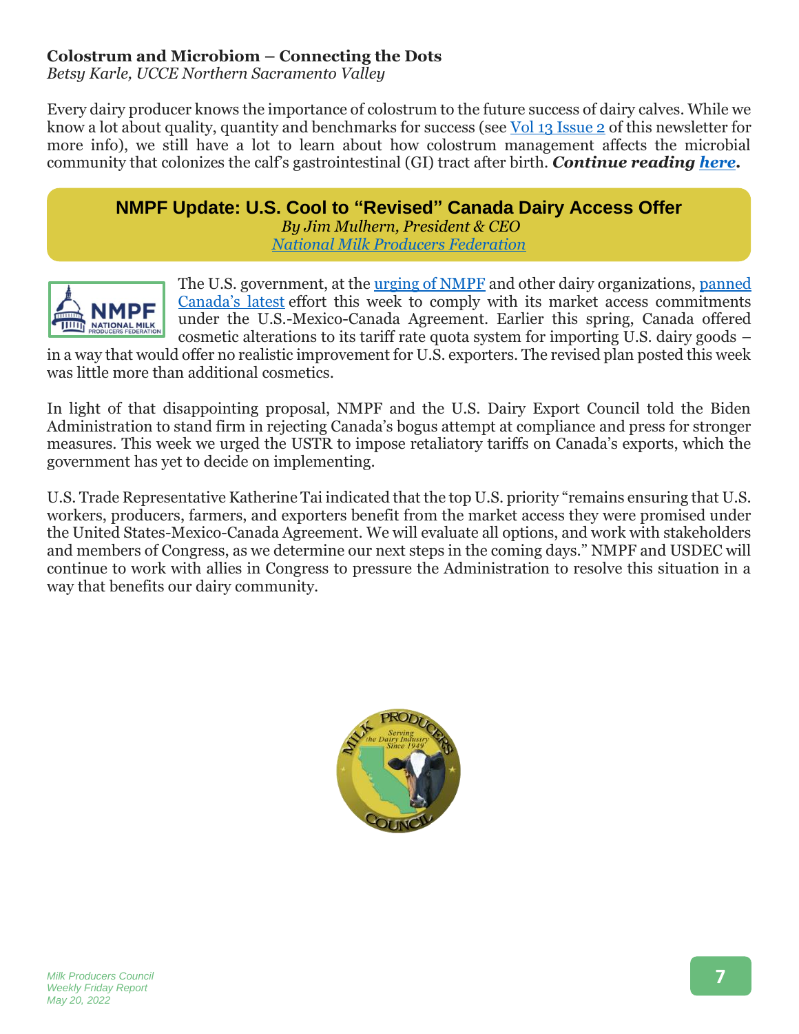### Colostrum and Microbiom – Connecting the Dots

*Betsy Karle, UCCE Northern Sacramento Valley*

Every dairy producer knows the importance of colostrum to the future success of dairy calves. While we know a lot about quality, quantity and benchmarks for success (see Vol 13 Issue 2 of this newsletter for more info), we still have a lot to learn about how colostrum management affects the microbial community that colonizes the calf's gastrointestinal (GI) tract after birth. ***Continue reading here.***

## NMPF Update: U.S. Cool to "Revised" Canada Dairy Access Offer

*By Jim Mulhern, President & CEO*
*National Milk Producers Federation*

The U.S. government, at the urging of NMPF and other dairy organizations, panned Canada's latest effort this week to comply with its market access commitments under the U.S.-Mexico-Canada Agreement. Earlier this spring, Canada offered cosmetic alterations to its tariff rate quota system for importing U.S. dairy goods – in a way that would offer no realistic improvement for U.S. exporters. The revised plan posted this week was little more than additional cosmetics.

In light of that disappointing proposal, NMPF and the U.S. Dairy Export Council told the Biden Administration to stand firm in rejecting Canada's bogus attempt at compliance and press for stronger measures. This week we urged the USTR to impose retaliatory tariffs on Canada's exports, which the government has yet to decide on implementing.

U.S. Trade Representative Katherine Tai indicated that the top U.S. priority "remains ensuring that U.S. workers, producers, farmers, and exporters benefit from the market access they were promised under the United States-Mexico-Canada Agreement. We will evaluate all options, and work with stakeholders and members of Congress, as we determine our next steps in the coming days." NMPF and USDEC will continue to work with allies in Congress to pressure the Administration to resolve this situation in a way that benefits our dairy community.